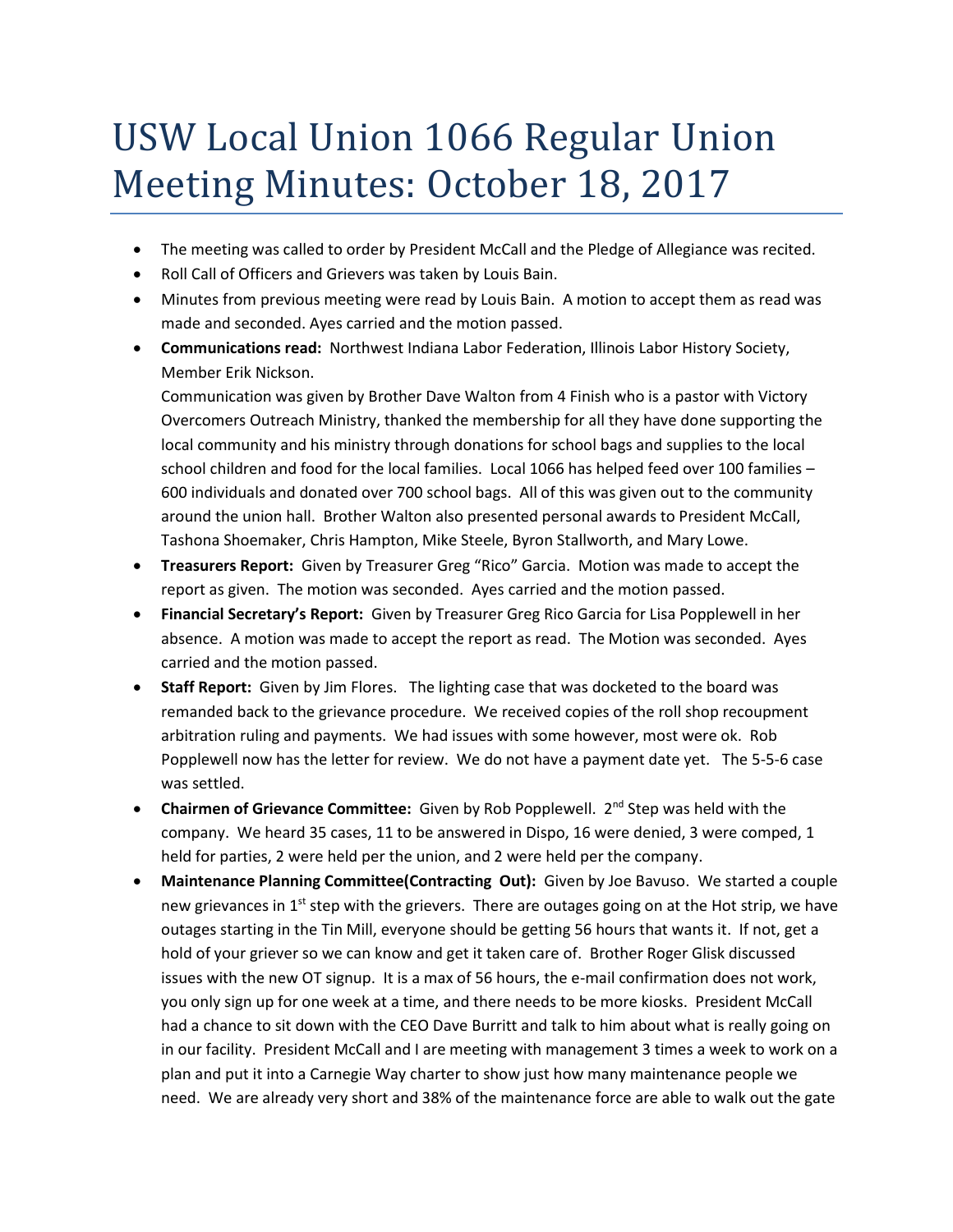# USW Local Union 1066 Regular Union Meeting Minutes: October 18, 2017

- The meeting was called to order by President McCall and the Pledge of Allegiance was recited.
- Roll Call of Officers and Grievers was taken by Louis Bain.
- Minutes from previous meeting were read by Louis Bain. A motion to accept them as read was made and seconded. Ayes carried and the motion passed.
- **Communications read:** Northwest Indiana Labor Federation, Illinois Labor History Society, Member Erik Nickson.
  Communication was given by Brother Dave Walton from 4 Finish who is a pastor with Victory Overcomers Outreach Ministry, thanked the membership for all they have done supporting the local community and his ministry through donations for school bags and supplies to the local school children and food for the local families. Local 1066 has helped feed over 100 families – 600 individuals and donated over 700 school bags. All of this was given out to the community around the union hall. Brother Walton also presented personal awards to President McCall, Tashona Shoemaker, Chris Hampton, Mike Steele, Byron Stallworth, and Mary Lowe.
- **Treasurers Report:** Given by Treasurer Greg "Rico" Garcia. Motion was made to accept the report as given. The motion was seconded. Ayes carried and the motion passed.
- **Financial Secretary's Report:** Given by Treasurer Greg Rico Garcia for Lisa Popplewell in her absence. A motion was made to accept the report as read. The Motion was seconded. Ayes carried and the motion passed.
- **Staff Report:** Given by Jim Flores. The lighting case that was docketed to the board was remanded back to the grievance procedure. We received copies of the roll shop recoupment arbitration ruling and payments. We had issues with some however, most were ok. Rob Popplewell now has the letter for review. We do not have a payment date yet. The 5-5-6 case was settled.
- **Chairmen of Grievance Committee:** Given by Rob Popplewell. 2nd Step was held with the company. We heard 35 cases, 11 to be answered in Dispo, 16 were denied, 3 were comped, 1 held for parties, 2 were held per the union, and 2 were held per the company.
- **Maintenance Planning Committee(Contracting Out):** Given by Joe Bavuso. We started a couple new grievances in 1st step with the grievers. There are outages going on at the Hot strip, we have outages starting in the Tin Mill, everyone should be getting 56 hours that wants it. If not, get a hold of your griever so we can know and get it taken care of. Brother Roger Glisk discussed issues with the new OT signup. It is a max of 56 hours, the e-mail confirmation does not work, you only sign up for one week at a time, and there needs to be more kiosks. President McCall had a chance to sit down with the CEO Dave Burritt and talk to him about what is really going on in our facility. President McCall and I are meeting with management 3 times a week to work on a plan and put it into a Carnegie Way charter to show just how many maintenance people we need. We are already very short and 38% of the maintenance force are able to walk out the gate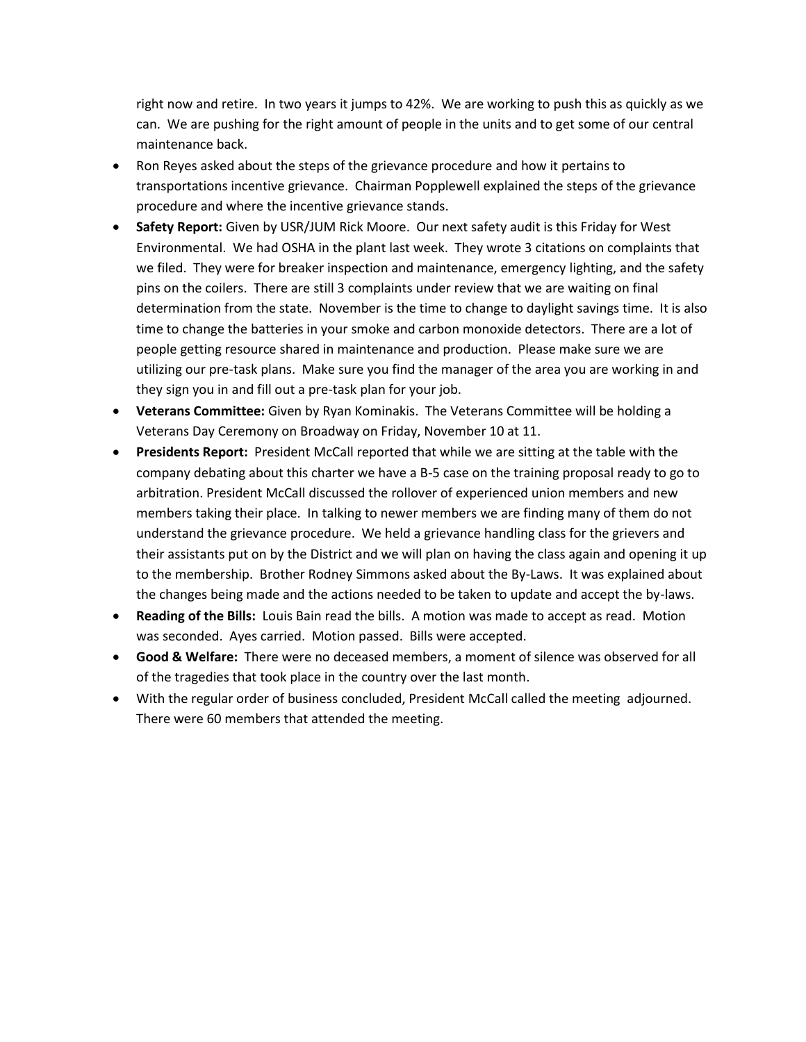right now and retire. In two years it jumps to 42%. We are working to push this as quickly as we can. We are pushing for the right amount of people in the units and to get some of our central maintenance back.

- Ron Reyes asked about the steps of the grievance procedure and how it pertains to transportations incentive grievance. Chairman Popplewell explained the steps of the grievance procedure and where the incentive grievance stands.
- **Safety Report:** Given by USR/JUM Rick Moore. Our next safety audit is this Friday for West Environmental. We had OSHA in the plant last week. They wrote 3 citations on complaints that we filed. They were for breaker inspection and maintenance, emergency lighting, and the safety pins on the coilers. There are still 3 complaints under review that we are waiting on final determination from the state. November is the time to change to daylight savings time. It is also time to change the batteries in your smoke and carbon monoxide detectors. There are a lot of people getting resource shared in maintenance and production. Please make sure we are utilizing our pre-task plans. Make sure you find the manager of the area you are working in and they sign you in and fill out a pre-task plan for your job.
- **Veterans Committee:** Given by Ryan Kominakis. The Veterans Committee will be holding a Veterans Day Ceremony on Broadway on Friday, November 10 at 11.
- **Presidents Report:** President McCall reported that while we are sitting at the table with the company debating about this charter we have a B-5 case on the training proposal ready to go to arbitration. President McCall discussed the rollover of experienced union members and new members taking their place. In talking to newer members we are finding many of them do not understand the grievance procedure. We held a grievance handling class for the grievers and their assistants put on by the District and we will plan on having the class again and opening it up to the membership. Brother Rodney Simmons asked about the By-Laws. It was explained about the changes being made and the actions needed to be taken to update and accept the by-laws.
- **Reading of the Bills:** Louis Bain read the bills. A motion was made to accept as read. Motion was seconded. Ayes carried. Motion passed. Bills were accepted.
- **Good & Welfare:** There were no deceased members, a moment of silence was observed for all of the tragedies that took place in the country over the last month.
- With the regular order of business concluded, President McCall called the meeting adjourned. There were 60 members that attended the meeting.